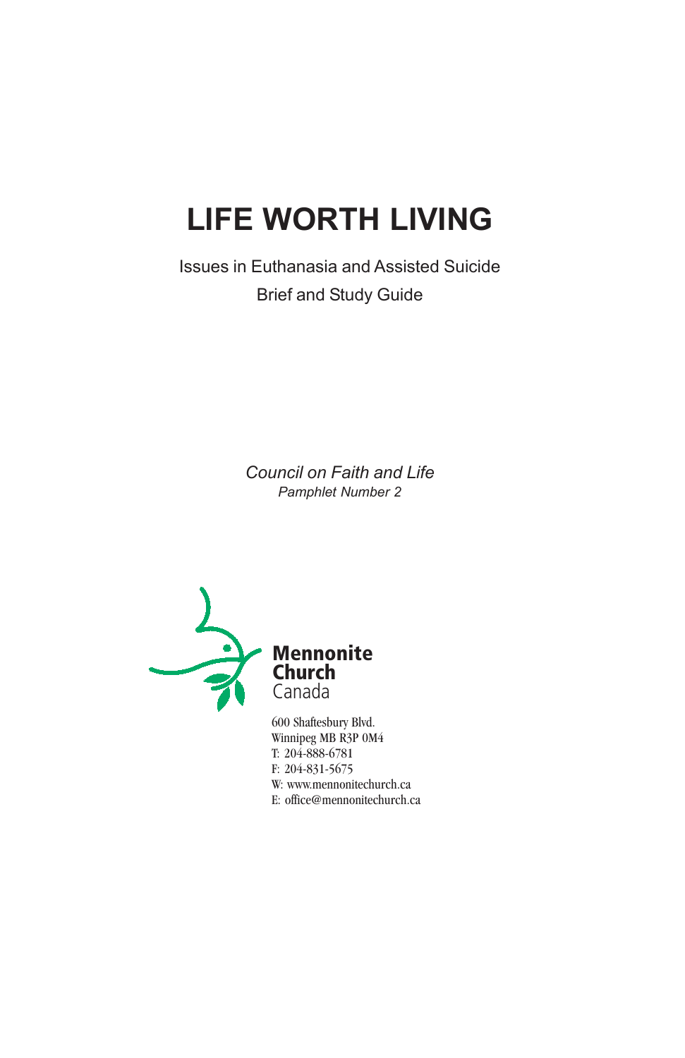# LIFE WORTH LIVING

Issues in Euthanasia and Assisted Suicide

Brief and Study Guide

*Council on Faith and Life*

*Pamphlet Number 2*

**Mennonite Church**
Canada

600 Shaftesbury Blvd.
Winnipeg MB R3P 0M4
T: 204-888-6781
F: 204-831-5675
W: www.mennonitechurch.ca
E: office@mennonitechurch.ca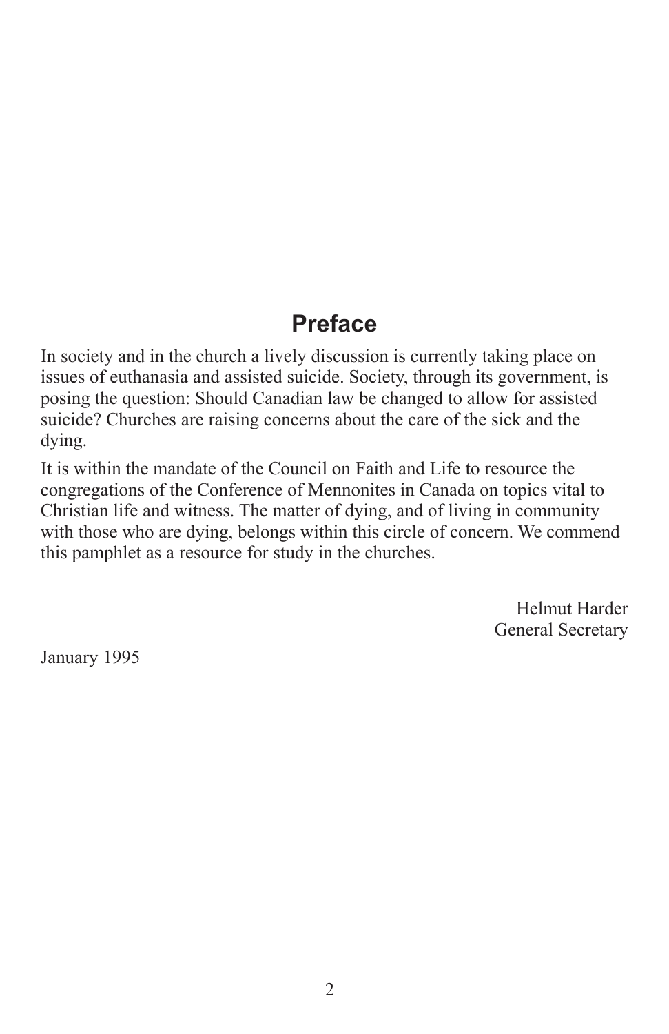## Preface

In society and in the church a lively discussion is currently taking place on issues of euthanasia and assisted suicide. Society, through its government, is posing the question: Should Canadian law be changed to allow for assisted suicide? Churches are raising concerns about the care of the sick and the dying.

It is within the mandate of the Council on Faith and Life to resource the congregations of the Conference of Mennonites in Canada on topics vital to Christian life and witness. The matter of dying, and of living in community with those who are dying, belongs within this circle of concern. We commend this pamphlet as a resource for study in the churches.

Helmut Harder
General Secretary

January 1995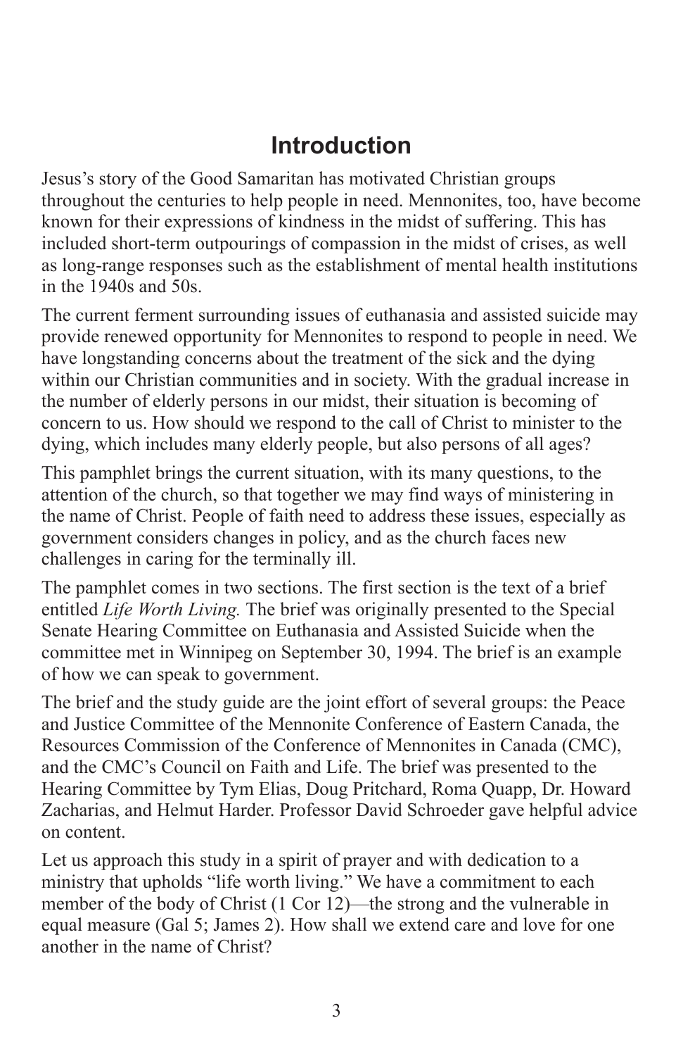# Introduction

Jesus's story of the Good Samaritan has motivated Christian groups throughout the centuries to help people in need. Mennonites, too, have become known for their expressions of kindness in the midst of suffering. This has included short-term outpourings of compassion in the midst of crises, as well as long-range responses such as the establishment of mental health institutions in the 1940s and 50s.

The current ferment surrounding issues of euthanasia and assisted suicide may provide renewed opportunity for Mennonites to respond to people in need. We have longstanding concerns about the treatment of the sick and the dying within our Christian communities and in society. With the gradual increase in the number of elderly persons in our midst, their situation is becoming of concern to us. How should we respond to the call of Christ to minister to the dying, which includes many elderly people, but also persons of all ages?

This pamphlet brings the current situation, with its many questions, to the attention of the church, so that together we may find ways of ministering in the name of Christ. People of faith need to address these issues, especially as government considers changes in policy, and as the church faces new challenges in caring for the terminally ill.

The pamphlet comes in two sections. The first section is the text of a brief entitled *Life Worth Living.* The brief was originally presented to the Special Senate Hearing Committee on Euthanasia and Assisted Suicide when the committee met in Winnipeg on September 30, 1994. The brief is an example of how we can speak to government.

The brief and the study guide are the joint effort of several groups: the Peace and Justice Committee of the Mennonite Conference of Eastern Canada, the Resources Commission of the Conference of Mennonites in Canada (CMC), and the CMC's Council on Faith and Life. The brief was presented to the Hearing Committee by Tym Elias, Doug Pritchard, Roma Quapp, Dr. Howard Zacharias, and Helmut Harder. Professor David Schroeder gave helpful advice on content.

Let us approach this study in a spirit of prayer and with dedication to a ministry that upholds "life worth living." We have a commitment to each member of the body of Christ (1 Cor 12)—the strong and the vulnerable in equal measure (Gal 5; James 2). How shall we extend care and love for one another in the name of Christ?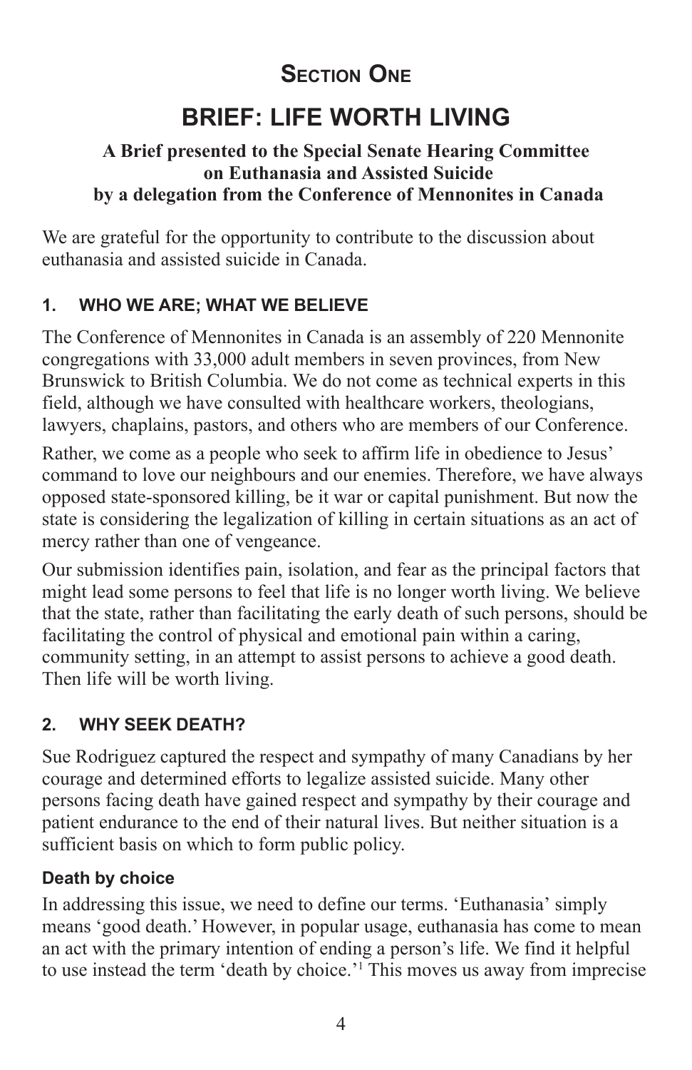## Section One

# BRIEF: LIFE WORTH LIVING

**A Brief presented to the Special Senate Hearing Committee on Euthanasia and Assisted Suicide by a delegation from the Conference of Mennonites in Canada**

We are grateful for the opportunity to contribute to the discussion about euthanasia and assisted suicide in Canada.

### 1. WHO WE ARE; WHAT WE BELIEVE

The Conference of Mennonites in Canada is an assembly of 220 Mennonite congregations with 33,000 adult members in seven provinces, from New Brunswick to British Columbia. We do not come as technical experts in this field, although we have consulted with healthcare workers, theologians, lawyers, chaplains, pastors, and others who are members of our Conference.

Rather, we come as a people who seek to affirm life in obedience to Jesus' command to love our neighbours and our enemies. Therefore, we have always opposed state-sponsored killing, be it war or capital punishment. But now the state is considering the legalization of killing in certain situations as an act of mercy rather than one of vengeance.

Our submission identifies pain, isolation, and fear as the principal factors that might lead some persons to feel that life is no longer worth living. We believe that the state, rather than facilitating the early death of such persons, should be facilitating the control of physical and emotional pain within a caring, community setting, in an attempt to assist persons to achieve a good death. Then life will be worth living.

### 2. WHY SEEK DEATH?

Sue Rodriguez captured the respect and sympathy of many Canadians by her courage and determined efforts to legalize assisted suicide. Many other persons facing death have gained respect and sympathy by their courage and patient endurance to the end of their natural lives. But neither situation is a sufficient basis on which to form public policy.

#### Death by choice

In addressing this issue, we need to define our terms. 'Euthanasia' simply means 'good death.' However, in popular usage, euthanasia has come to mean an act with the primary intention of ending a person's life. We find it helpful to use instead the term 'death by choice.'[1] This moves us away from imprecise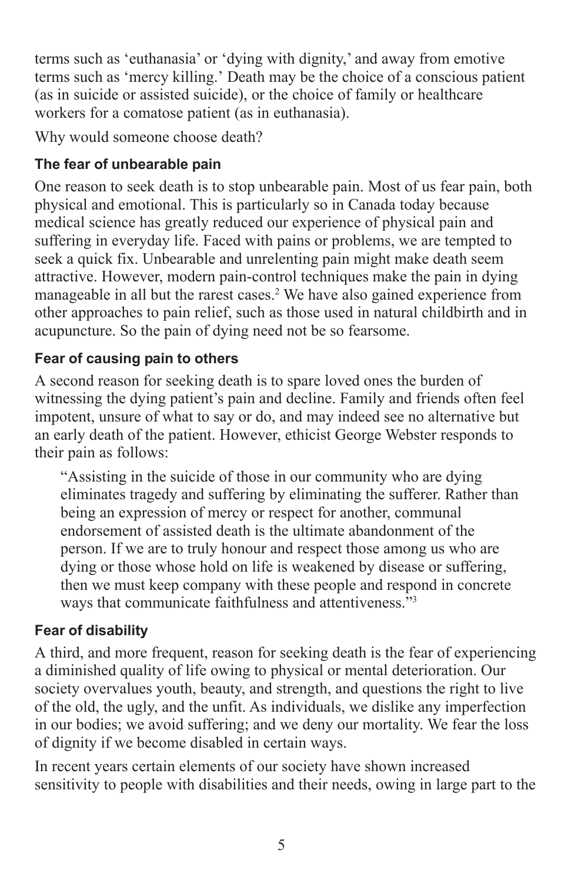terms such as 'euthanasia' or 'dying with dignity,' and away from emotive terms such as 'mercy killing.' Death may be the choice of a conscious patient (as in suicide or assisted suicide), or the choice of family or healthcare workers for a comatose patient (as in euthanasia).

Why would someone choose death?

### The fear of unbearable pain

One reason to seek death is to stop unbearable pain. Most of us fear pain, both physical and emotional. This is particularly so in Canada today because medical science has greatly reduced our experience of physical pain and suffering in everyday life. Faced with pains or problems, we are tempted to seek a quick fix. Unbearable and unrelenting pain might make death seem attractive. However, modern pain-control techniques make the pain in dying manageable in all but the rarest cases.[2] We have also gained experience from other approaches to pain relief, such as those used in natural childbirth and in acupuncture. So the pain of dying need not be so fearsome.

### Fear of causing pain to others

A second reason for seeking death is to spare loved ones the burden of witnessing the dying patient's pain and decline. Family and friends often feel impotent, unsure of what to say or do, and may indeed see no alternative but an early death of the patient. However, ethicist George Webster responds to their pain as follows:

> "Assisting in the suicide of those in our community who are dying eliminates tragedy and suffering by eliminating the sufferer. Rather than being an expression of mercy or respect for another, communal endorsement of assisted death is the ultimate abandonment of the person. If we are to truly honour and respect those among us who are dying or those whose hold on life is weakened by disease or suffering, then we must keep company with these people and respond in concrete ways that communicate faithfulness and attentiveness."[3]

### Fear of disability

A third, and more frequent, reason for seeking death is the fear of experiencing a diminished quality of life owing to physical or mental deterioration. Our society overvalues youth, beauty, and strength, and questions the right to live of the old, the ugly, and the unfit. As individuals, we dislike any imperfection in our bodies; we avoid suffering; and we deny our mortality. We fear the loss of dignity if we become disabled in certain ways.

In recent years certain elements of our society have shown increased sensitivity to people with disabilities and their needs, owing in large part to the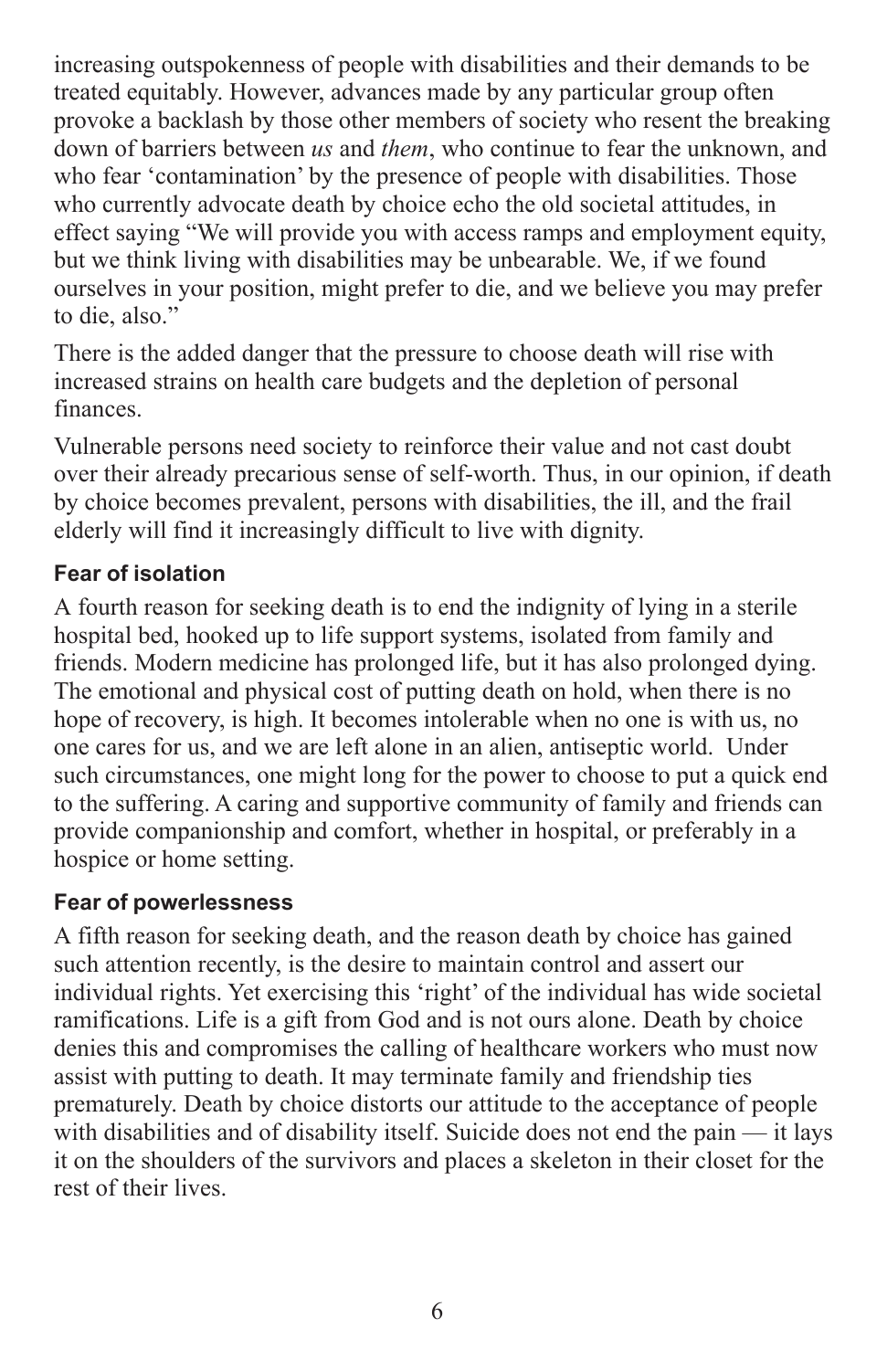increasing outspokenness of people with disabilities and their demands to be treated equitably. However, advances made by any particular group often provoke a backlash by those other members of society who resent the breaking down of barriers between *us* and *them*, who continue to fear the unknown, and who fear 'contamination' by the presence of people with disabilities. Those who currently advocate death by choice echo the old societal attitudes, in effect saying "We will provide you with access ramps and employment equity, but we think living with disabilities may be unbearable. We, if we found ourselves in your position, might prefer to die, and we believe you may prefer to die, also."

There is the added danger that the pressure to choose death will rise with increased strains on health care budgets and the depletion of personal finances.

Vulnerable persons need society to reinforce their value and not cast doubt over their already precarious sense of self-worth. Thus, in our opinion, if death by choice becomes prevalent, persons with disabilities, the ill, and the frail elderly will find it increasingly difficult to live with dignity.

### Fear of isolation

A fourth reason for seeking death is to end the indignity of lying in a sterile hospital bed, hooked up to life support systems, isolated from family and friends. Modern medicine has prolonged life, but it has also prolonged dying. The emotional and physical cost of putting death on hold, when there is no hope of recovery, is high. It becomes intolerable when no one is with us, no one cares for us, and we are left alone in an alien, antiseptic world. Under such circumstances, one might long for the power to choose to put a quick end to the suffering. A caring and supportive community of family and friends can provide companionship and comfort, whether in hospital, or preferably in a hospice or home setting.

### Fear of powerlessness

A fifth reason for seeking death, and the reason death by choice has gained such attention recently, is the desire to maintain control and assert our individual rights. Yet exercising this 'right' of the individual has wide societal ramifications. Life is a gift from God and is not ours alone. Death by choice denies this and compromises the calling of healthcare workers who must now assist with putting to death. It may terminate family and friendship ties prematurely. Death by choice distorts our attitude to the acceptance of people with disabilities and of disability itself. Suicide does not end the pain — it lays it on the shoulders of the survivors and places a skeleton in their closet for the rest of their lives.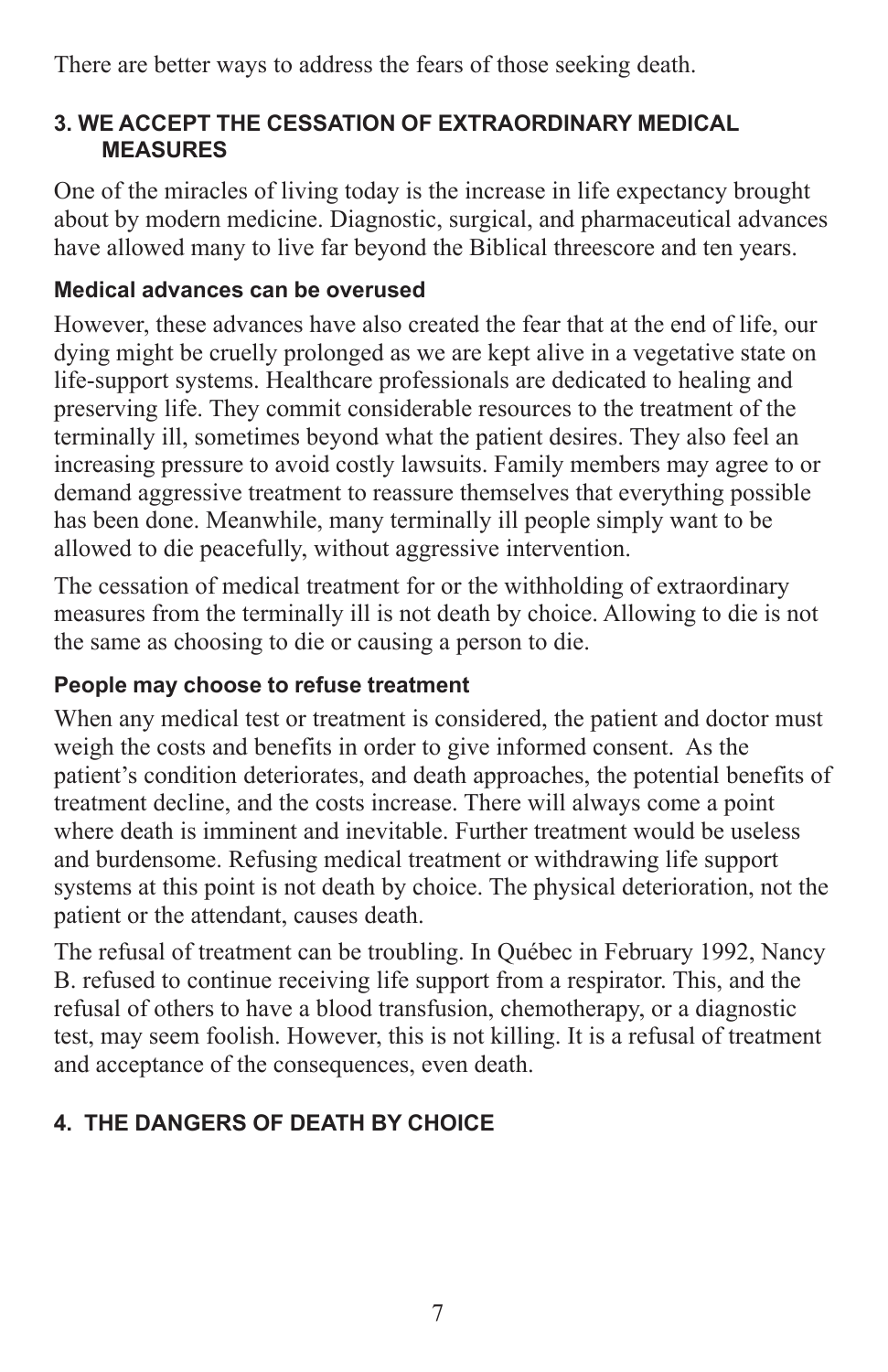There are better ways to address the fears of those seeking death.

## 3. WE ACCEPT THE CESSATION OF EXTRAORDINARY MEDICAL MEASURES

One of the miracles of living today is the increase in life expectancy brought about by modern medicine. Diagnostic, surgical, and pharmaceutical advances have allowed many to live far beyond the Biblical threescore and ten years.

### Medical advances can be overused

However, these advances have also created the fear that at the end of life, our dying might be cruelly prolonged as we are kept alive in a vegetative state on life-support systems. Healthcare professionals are dedicated to healing and preserving life. They commit considerable resources to the treatment of the terminally ill, sometimes beyond what the patient desires. They also feel an increasing pressure to avoid costly lawsuits. Family members may agree to or demand aggressive treatment to reassure themselves that everything possible has been done. Meanwhile, many terminally ill people simply want to be allowed to die peacefully, without aggressive intervention.

The cessation of medical treatment for or the withholding of extraordinary measures from the terminally ill is not death by choice. Allowing to die is not the same as choosing to die or causing a person to die.

### People may choose to refuse treatment

When any medical test or treatment is considered, the patient and doctor must weigh the costs and benefits in order to give informed consent. As the patient's condition deteriorates, and death approaches, the potential benefits of treatment decline, and the costs increase. There will always come a point where death is imminent and inevitable. Further treatment would be useless and burdensome. Refusing medical treatment or withdrawing life support systems at this point is not death by choice. The physical deterioration, not the patient or the attendant, causes death.

The refusal of treatment can be troubling. In Québec in February 1992, Nancy B. refused to continue receiving life support from a respirator. This, and the refusal of others to have a blood transfusion, chemotherapy, or a diagnostic test, may seem foolish. However, this is not killing. It is a refusal of treatment and acceptance of the consequences, even death.

## 4. THE DANGERS OF DEATH BY CHOICE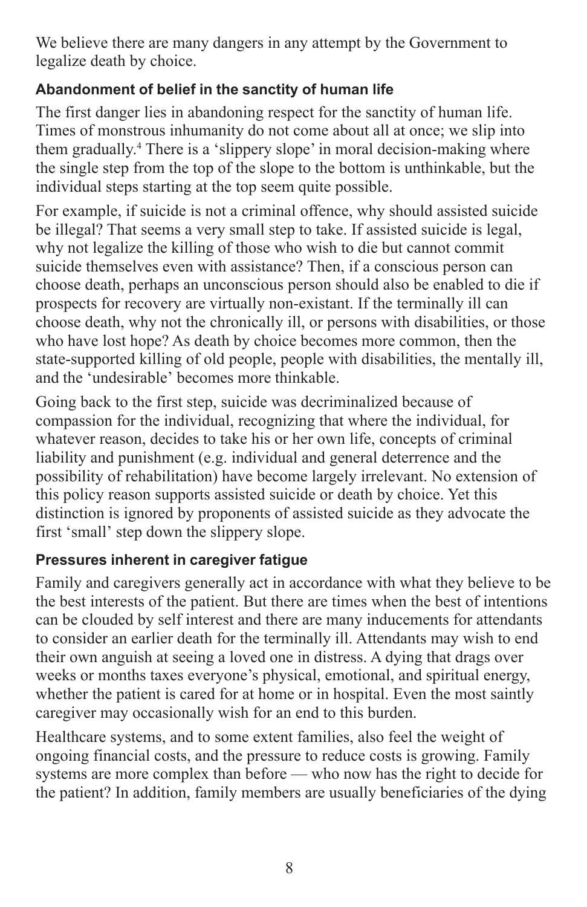We believe there are many dangers in any attempt by the Government to legalize death by choice.

### Abandonment of belief in the sanctity of human life

The first danger lies in abandoning respect for the sanctity of human life. Times of monstrous inhumanity do not come about all at once; we slip into them gradually.[4] There is a 'slippery slope' in moral decision-making where the single step from the top of the slope to the bottom is unthinkable, but the individual steps starting at the top seem quite possible.

For example, if suicide is not a criminal offence, why should assisted suicide be illegal? That seems a very small step to take. If assisted suicide is legal, why not legalize the killing of those who wish to die but cannot commit suicide themselves even with assistance? Then, if a conscious person can choose death, perhaps an unconscious person should also be enabled to die if prospects for recovery are virtually non-existant. If the terminally ill can choose death, why not the chronically ill, or persons with disabilities, or those who have lost hope? As death by choice becomes more common, then the state-supported killing of old people, people with disabilities, the mentally ill, and the 'undesirable' becomes more thinkable.

Going back to the first step, suicide was decriminalized because of compassion for the individual, recognizing that where the individual, for whatever reason, decides to take his or her own life, concepts of criminal liability and punishment (e.g. individual and general deterrence and the possibility of rehabilitation) have become largely irrelevant. No extension of this policy reason supports assisted suicide or death by choice. Yet this distinction is ignored by proponents of assisted suicide as they advocate the first 'small' step down the slippery slope.

### Pressures inherent in caregiver fatigue

Family and caregivers generally act in accordance with what they believe to be the best interests of the patient. But there are times when the best of intentions can be clouded by self interest and there are many inducements for attendants to consider an earlier death for the terminally ill. Attendants may wish to end their own anguish at seeing a loved one in distress. A dying that drags over weeks or months taxes everyone's physical, emotional, and spiritual energy, whether the patient is cared for at home or in hospital. Even the most saintly caregiver may occasionally wish for an end to this burden.

Healthcare systems, and to some extent families, also feel the weight of ongoing financial costs, and the pressure to reduce costs is growing. Family systems are more complex than before — who now has the right to decide for the patient? In addition, family members are usually beneficiaries of the dying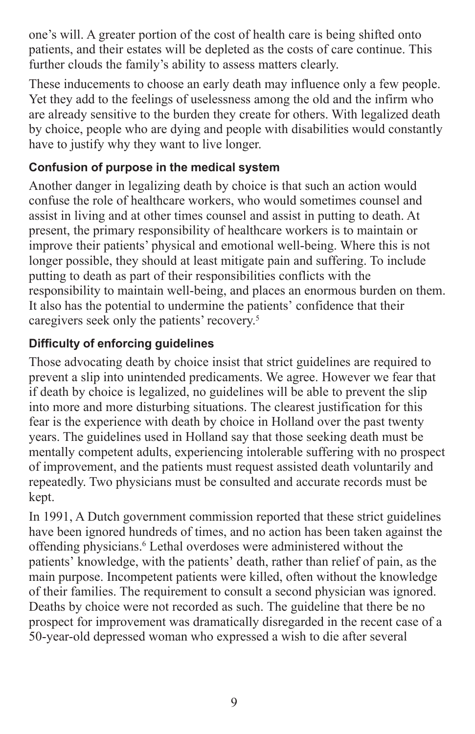one's will. A greater portion of the cost of health care is being shifted onto patients, and their estates will be depleted as the costs of care continue. This further clouds the family's ability to assess matters clearly.

These inducements to choose an early death may influence only a few people. Yet they add to the feelings of uselessness among the old and the infirm who are already sensitive to the burden they create for others. With legalized death by choice, people who are dying and people with disabilities would constantly have to justify why they want to live longer.

### Confusion of purpose in the medical system

Another danger in legalizing death by choice is that such an action would confuse the role of healthcare workers, who would sometimes counsel and assist in living and at other times counsel and assist in putting to death. At present, the primary responsibility of healthcare workers is to maintain or improve their patients' physical and emotional well-being. Where this is not longer possible, they should at least mitigate pain and suffering. To include putting to death as part of their responsibilities conflicts with the responsibility to maintain well-being, and places an enormous burden on them. It also has the potential to undermine the patients' confidence that their caregivers seek only the patients' recovery.[5]

### Difficulty of enforcing guidelines

Those advocating death by choice insist that strict guidelines are required to prevent a slip into unintended predicaments. We agree. However we fear that if death by choice is legalized, no guidelines will be able to prevent the slip into more and more disturbing situations. The clearest justification for this fear is the experience with death by choice in Holland over the past twenty years. The guidelines used in Holland say that those seeking death must be mentally competent adults, experiencing intolerable suffering with no prospect of improvement, and the patients must request assisted death voluntarily and repeatedly. Two physicians must be consulted and accurate records must be kept.

In 1991, A Dutch government commission reported that these strict guidelines have been ignored hundreds of times, and no action has been taken against the offending physicians.[6] Lethal overdoses were administered without the patients' knowledge, with the patients' death, rather than relief of pain, as the main purpose. Incompetent patients were killed, often without the knowledge of their families. The requirement to consult a second physician was ignored. Deaths by choice were not recorded as such. The guideline that there be no prospect for improvement was dramatically disregarded in the recent case of a 50-year-old depressed woman who expressed a wish to die after several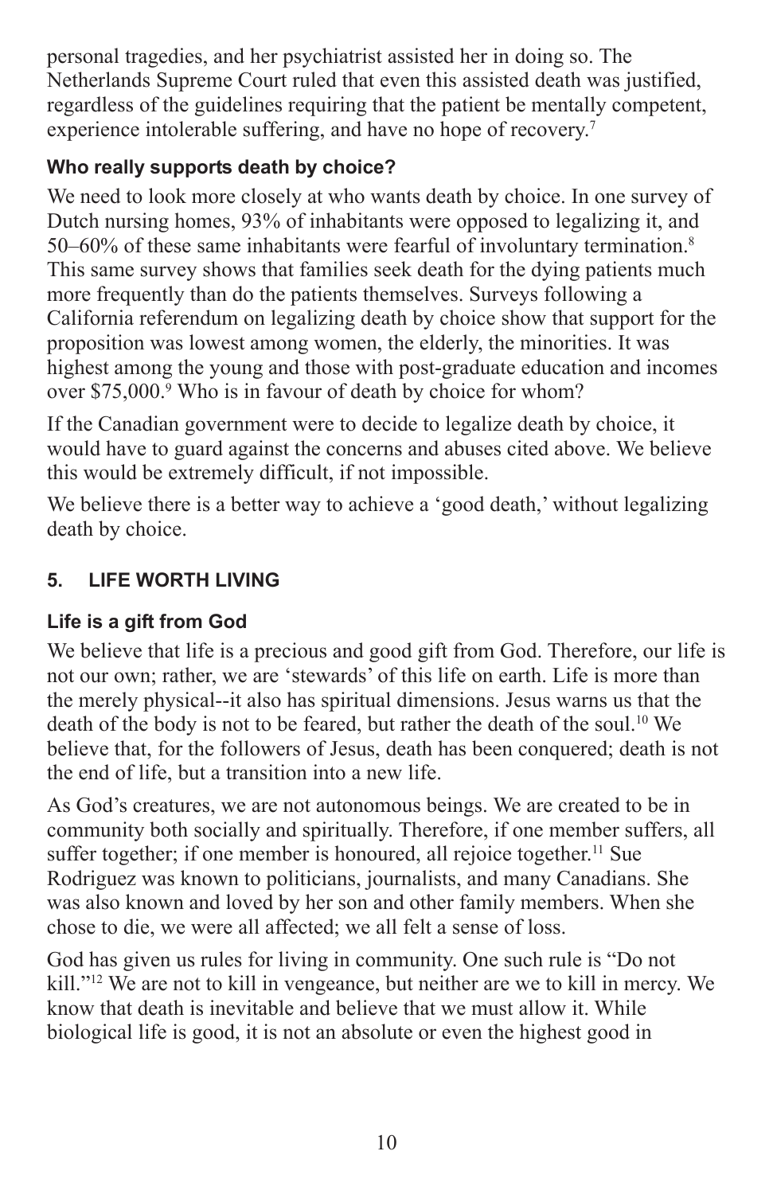personal tragedies, and her psychiatrist assisted her in doing so. The Netherlands Supreme Court ruled that even this assisted death was justified, regardless of the guidelines requiring that the patient be mentally competent, experience intolerable suffering, and have no hope of recovery.[7]

### Who really supports death by choice?

We need to look more closely at who wants death by choice. In one survey of Dutch nursing homes, 93% of inhabitants were opposed to legalizing it, and 50–60% of these same inhabitants were fearful of involuntary termination.[8] This same survey shows that families seek death for the dying patients much more frequently than do the patients themselves. Surveys following a California referendum on legalizing death by choice show that support for the proposition was lowest among women, the elderly, the minorities. It was highest among the young and those with post-graduate education and incomes over $75,000.[9] Who is in favour of death by choice for whom?

If the Canadian government were to decide to legalize death by choice, it would have to guard against the concerns and abuses cited above. We believe this would be extremely difficult, if not impossible.

We believe there is a better way to achieve a 'good death,' without legalizing death by choice.

## 5. LIFE WORTH LIVING

### Life is a gift from God

We believe that life is a precious and good gift from God. Therefore, our life is not our own; rather, we are 'stewards' of this life on earth. Life is more than the merely physical--it also has spiritual dimensions. Jesus warns us that the death of the body is not to be feared, but rather the death of the soul.[10] We believe that, for the followers of Jesus, death has been conquered; death is not the end of life, but a transition into a new life.

As God's creatures, we are not autonomous beings. We are created to be in community both socially and spiritually. Therefore, if one member suffers, all suffer together; if one member is honoured, all rejoice together.[11] Sue Rodriguez was known to politicians, journalists, and many Canadians. She was also known and loved by her son and other family members. When she chose to die, we were all affected; we all felt a sense of loss.

God has given us rules for living in community. One such rule is "Do not kill."[12] We are not to kill in vengeance, but neither are we to kill in mercy. We know that death is inevitable and believe that we must allow it. While biological life is good, it is not an absolute or even the highest good in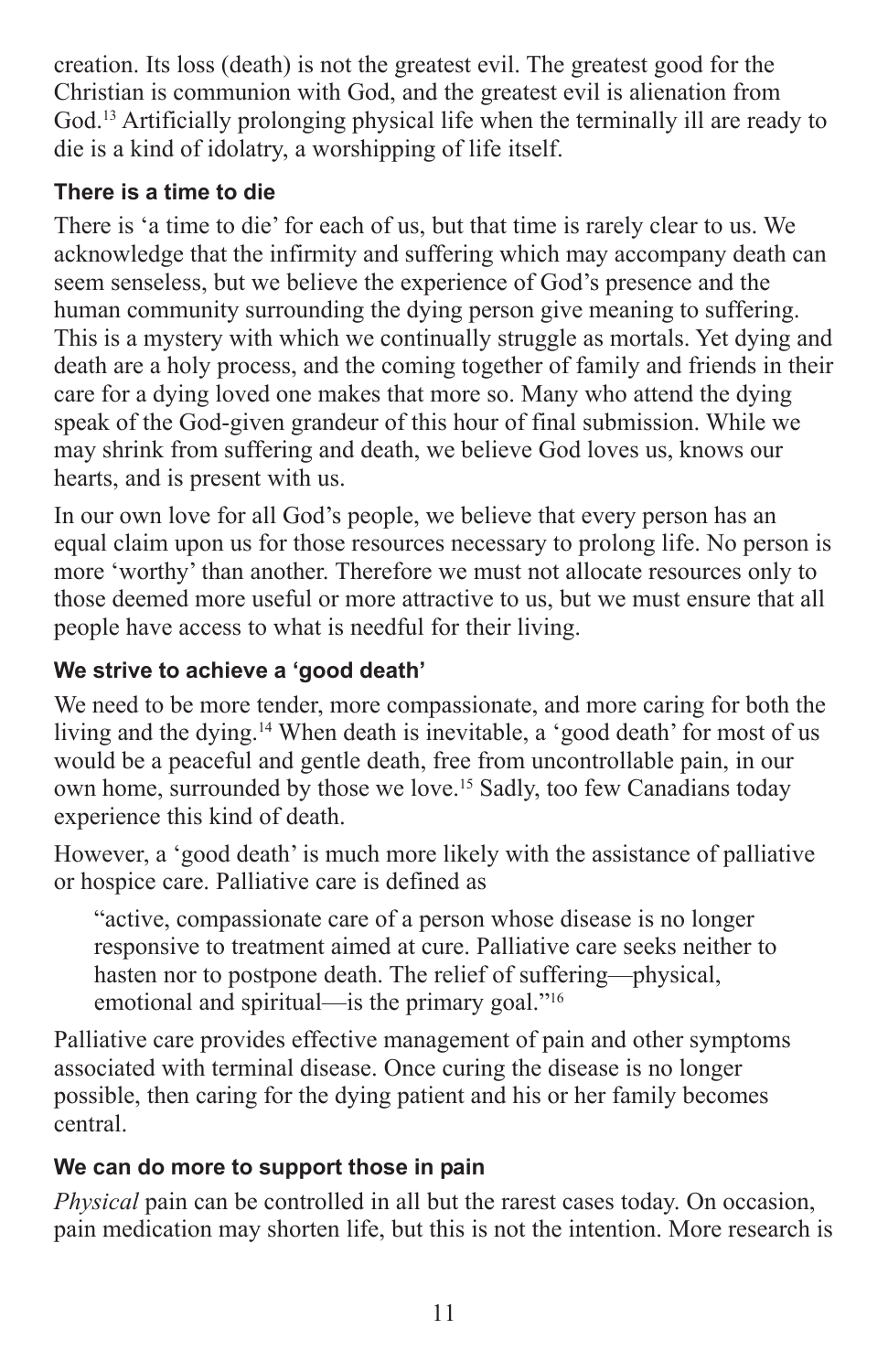creation. Its loss (death) is not the greatest evil. The greatest good for the Christian is communion with God, and the greatest evil is alienation from God.[13] Artificially prolonging physical life when the terminally ill are ready to die is a kind of idolatry, a worshipping of life itself.

### There is a time to die

There is 'a time to die' for each of us, but that time is rarely clear to us. We acknowledge that the infirmity and suffering which may accompany death can seem senseless, but we believe the experience of God's presence and the human community surrounding the dying person give meaning to suffering. This is a mystery with which we continually struggle as mortals. Yet dying and death are a holy process, and the coming together of family and friends in their care for a dying loved one makes that more so. Many who attend the dying speak of the God-given grandeur of this hour of final submission. While we may shrink from suffering and death, we believe God loves us, knows our hearts, and is present with us.

In our own love for all God's people, we believe that every person has an equal claim upon us for those resources necessary to prolong life. No person is more 'worthy' than another. Therefore we must not allocate resources only to those deemed more useful or more attractive to us, but we must ensure that all people have access to what is needful for their living.

### We strive to achieve a 'good death'

We need to be more tender, more compassionate, and more caring for both the living and the dying.[14] When death is inevitable, a 'good death' for most of us would be a peaceful and gentle death, free from uncontrollable pain, in our own home, surrounded by those we love.[15] Sadly, too few Canadians today experience this kind of death.

However, a 'good death' is much more likely with the assistance of palliative or hospice care. Palliative care is defined as

> "active, compassionate care of a person whose disease is no longer responsive to treatment aimed at cure. Palliative care seeks neither to hasten nor to postpone death. The relief of suffering—physical, emotional and spiritual—is the primary goal."[16]

Palliative care provides effective management of pain and other symptoms associated with terminal disease. Once curing the disease is no longer possible, then caring for the dying patient and his or her family becomes central.

### We can do more to support those in pain

*Physical* pain can be controlled in all but the rarest cases today. On occasion, pain medication may shorten life, but this is not the intention. More research is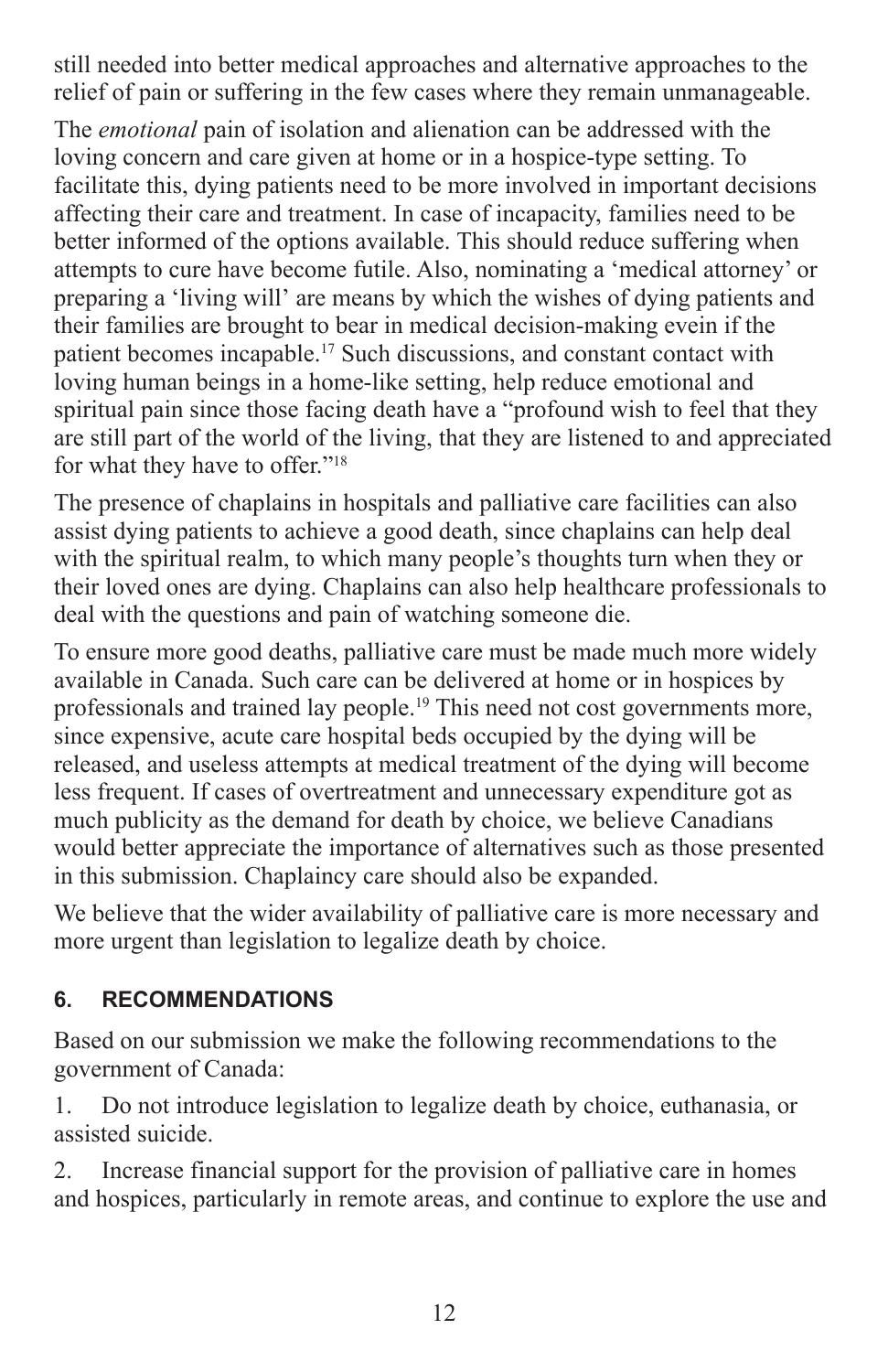still needed into better medical approaches and alternative approaches to the relief of pain or suffering in the few cases where they remain unmanageable.

The *emotional* pain of isolation and alienation can be addressed with the loving concern and care given at home or in a hospice-type setting. To facilitate this, dying patients need to be more involved in important decisions affecting their care and treatment. In case of incapacity, families need to be better informed of the options available. This should reduce suffering when attempts to cure have become futile. Also, nominating a 'medical attorney' or preparing a 'living will' are means by which the wishes of dying patients and their families are brought to bear in medical decision-making evein if the patient becomes incapable.[17] Such discussions, and constant contact with loving human beings in a home-like setting, help reduce emotional and spiritual pain since those facing death have a "profound wish to feel that they are still part of the world of the living, that they are listened to and appreciated for what they have to offer."[18]

The presence of chaplains in hospitals and palliative care facilities can also assist dying patients to achieve a good death, since chaplains can help deal with the spiritual realm, to which many people's thoughts turn when they or their loved ones are dying. Chaplains can also help healthcare professionals to deal with the questions and pain of watching someone die.

To ensure more good deaths, palliative care must be made much more widely available in Canada. Such care can be delivered at home or in hospices by professionals and trained lay people.[19] This need not cost governments more, since expensive, acute care hospital beds occupied by the dying will be released, and useless attempts at medical treatment of the dying will become less frequent. If cases of overtreatment and unnecessary expenditure got as much publicity as the demand for death by choice, we believe Canadians would better appreciate the importance of alternatives such as those presented in this submission. Chaplaincy care should also be expanded.

We believe that the wider availability of palliative care is more necessary and more urgent than legislation to legalize death by choice.

## 6. RECOMMENDATIONS

Based on our submission we make the following recommendations to the government of Canada:

1. Do not introduce legislation to legalize death by choice, euthanasia, or assisted suicide.
2. Increase financial support for the provision of palliative care in homes and hospices, particularly in remote areas, and continue to explore the use and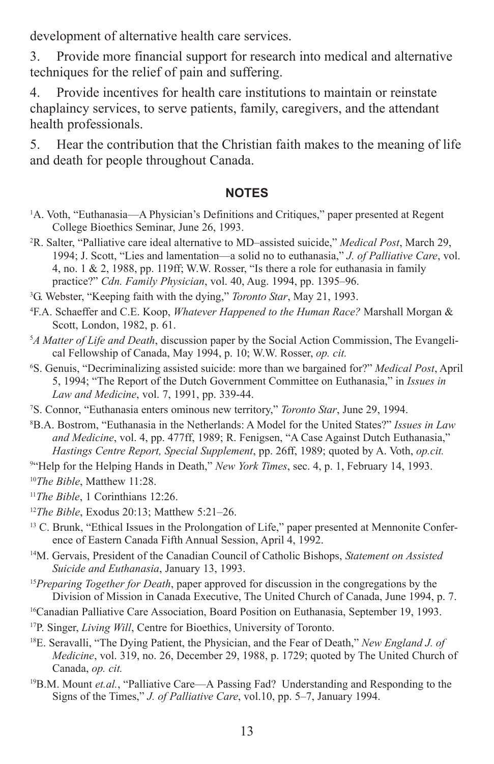development of alternative health care services.

3. Provide more financial support for research into medical and alternative techniques for the relief of pain and suffering.

4. Provide incentives for health care institutions to maintain or reinstate chaplaincy services, to serve patients, family, caregivers, and the attendant health professionals.

5. Hear the contribution that the Christian faith makes to the meaning of life and death for people throughout Canada.

## NOTES

[1]A. Voth, "Euthanasia—A Physician's Definitions and Critiques," paper presented at Regent College Bioethics Seminar, June 26, 1993.

[2]R. Salter, "Palliative care ideal alternative to MD–assisted suicide," *Medical Post*, March 29, 1994; J. Scott, "Lies and lamentation—a solid no to euthanasia," *J. of Palliative Care*, vol. 4, no. 1 & 2, 1988, pp. 119ff; W.W. Rosser, "Is there a role for euthanasia in family practice?" *Cdn. Family Physician*, vol. 40, Aug. 1994, pp. 1395–96.

[3]G. Webster, "Keeping faith with the dying," *Toronto Star*, May 21, 1993.

[4]F.A. Schaeffer and C.E. Koop, *Whatever Happened to the Human Race?* Marshall Morgan & Scott, London, 1982, p. 61.

[5]*A Matter of Life and Death*, discussion paper by the Social Action Commission, The Evangelical Fellowship of Canada, May 1994, p. 10; W.W. Rosser, *op. cit.*

[6]S. Genuis, "Decriminalizing assisted suicide: more than we bargained for?" *Medical Post*, April 5, 1994; "The Report of the Dutch Government Committee on Euthanasia," in *Issues in Law and Medicine*, vol. 7, 1991, pp. 339-44.

[7]S. Connor, "Euthanasia enters ominous new territory," *Toronto Star*, June 29, 1994.

[8]B.A. Bostrom, "Euthanasia in the Netherlands: A Model for the United States?" *Issues in Law and Medicine*, vol. 4, pp. 477ff, 1989; R. Fenigsen, "A Case Against Dutch Euthanasia," *Hastings Centre Report, Special Supplement*, pp. 26ff, 1989; quoted by A. Voth, *op.cit.*

[9]"Help for the Helping Hands in Death," *New York Times*, sec. 4, p. 1, February 14, 1993.

[10]*The Bible*, Matthew 11:28.

[11]*The Bible*, 1 Corinthians 12:26.

[12]*The Bible*, Exodus 20:13; Matthew 5:21–26.

[13] C. Brunk, "Ethical Issues in the Prolongation of Life," paper presented at Mennonite Conference of Eastern Canada Fifth Annual Session, April 4, 1992.

[14]M. Gervais, President of the Canadian Council of Catholic Bishops, *Statement on Assisted Suicide and Euthanasia*, January 13, 1993.

[15]*Preparing Together for Death*, paper approved for discussion in the congregations by the Division of Mission in Canada Executive, The United Church of Canada, June 1994, p. 7.

[16]Canadian Palliative Care Association, Board Position on Euthanasia, September 19, 1993.

[17]P. Singer, *Living Will*, Centre for Bioethics, University of Toronto.

[18]E. Seravalli, "The Dying Patient, the Physician, and the Fear of Death," *New England J. of Medicine*, vol. 319, no. 26, December 29, 1988, p. 1729; quoted by The United Church of Canada, *op. cit.*

[19]B.M. Mount *et.al.*, "Palliative Care—A Passing Fad? Understanding and Responding to the Signs of the Times," *J. of Palliative Care*, vol.10, pp. 5–7, January 1994.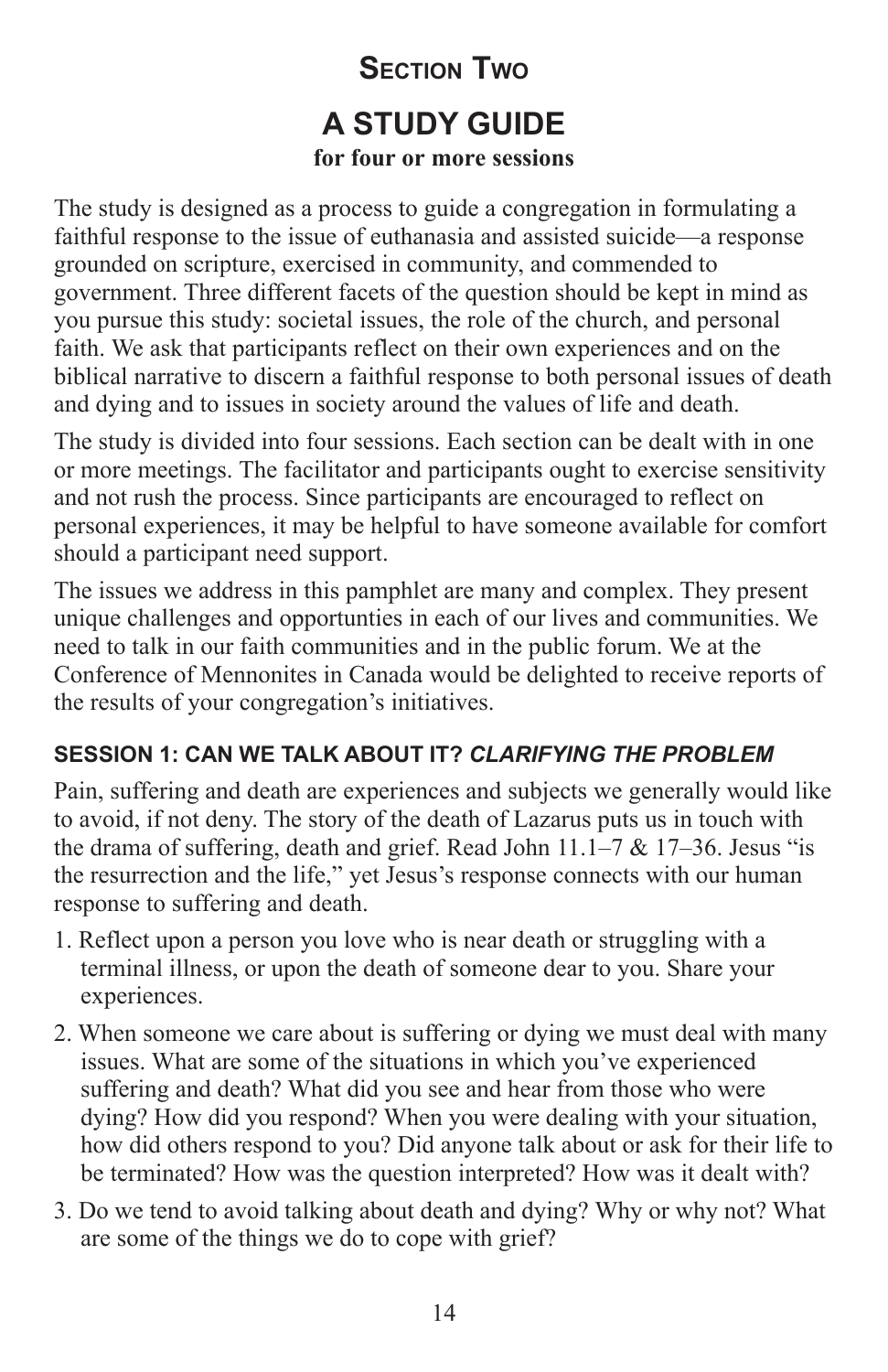## Section Two

# A STUDY GUIDE

**for four or more sessions**

The study is designed as a process to guide a congregation in formulating a faithful response to the issue of euthanasia and assisted suicide—a response grounded on scripture, exercised in community, and commended to government. Three different facets of the question should be kept in mind as you pursue this study: societal issues, the role of the church, and personal faith. We ask that participants reflect on their own experiences and on the biblical narrative to discern a faithful response to both personal issues of death and dying and to issues in society around the values of life and death.

The study is divided into four sessions. Each section can be dealt with in one or more meetings. The facilitator and participants ought to exercise sensitivity and not rush the process. Since participants are encouraged to reflect on personal experiences, it may be helpful to have someone available for comfort should a participant need support.

The issues we address in this pamphlet are many and complex. They present unique challenges and opportunties in each of our lives and communities. We need to talk in our faith communities and in the public forum. We at the Conference of Mennonites in Canada would be delighted to receive reports of the results of your congregation's initiatives.

### SESSION 1: CAN WE TALK ABOUT IT? *CLARIFYING THE PROBLEM*

Pain, suffering and death are experiences and subjects we generally would like to avoid, if not deny. The story of the death of Lazarus puts us in touch with the drama of suffering, death and grief. Read John 11.1–7 & 17–36. Jesus "is the resurrection and the life," yet Jesus's response connects with our human response to suffering and death.

1. Reflect upon a person you love who is near death or struggling with a terminal illness, or upon the death of someone dear to you. Share your experiences.
2. When someone we care about is suffering or dying we must deal with many issues. What are some of the situations in which you've experienced suffering and death? What did you see and hear from those who were dying? How did you respond? When you were dealing with your situation, how did others respond to you? Did anyone talk about or ask for their life to be terminated? How was the question interpreted? How was it dealt with?
3. Do we tend to avoid talking about death and dying? Why or why not? What are some of the things we do to cope with grief?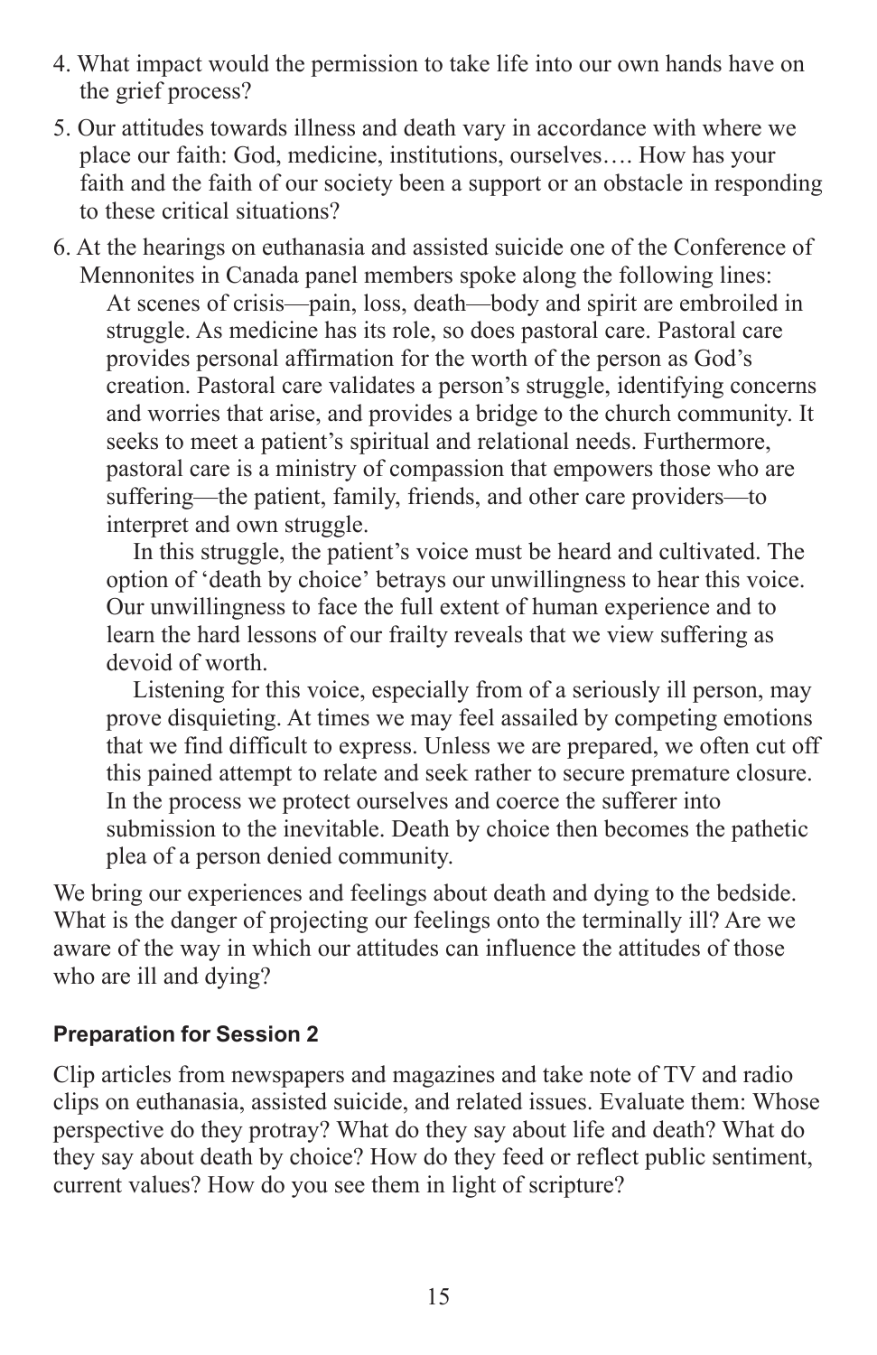4. What impact would the permission to take life into our own hands have on the grief process?

5. Our attitudes towards illness and death vary in accordance with where we place our faith: God, medicine, institutions, ourselves…. How has your faith and the faith of our society been a support or an obstacle in responding to these critical situations?

6. At the hearings on euthanasia and assisted suicide one of the Conference of Mennonites in Canada panel members spoke along the following lines:

   > At scenes of crisis—pain, loss, death—body and spirit are embroiled in struggle. As medicine has its role, so does pastoral care. Pastoral care provides personal affirmation for the worth of the person as God's creation. Pastoral care validates a person's struggle, identifying concerns and worries that arise, and provides a bridge to the church community. It seeks to meet a patient's spiritual and relational needs. Furthermore, pastoral care is a ministry of compassion that empowers those who are suffering—the patient, family, friends, and other care providers—to interpret and own struggle.
   >
   > In this struggle, the patient's voice must be heard and cultivated. The option of 'death by choice' betrays our unwillingness to hear this voice. Our unwillingness to face the full extent of human experience and to learn the hard lessons of our frailty reveals that we view suffering as devoid of worth.
   >
   > Listening for this voice, especially from of a seriously ill person, may prove disquieting. At times we may feel assailed by competing emotions that we find difficult to express. Unless we are prepared, we often cut off this pained attempt to relate and seek rather to secure premature closure. In the process we protect ourselves and coerce the sufferer into submission to the inevitable. Death by choice then becomes the pathetic plea of a person denied community.

We bring our experiences and feelings about death and dying to the bedside. What is the danger of projecting our feelings onto the terminally ill? Are we aware of the way in which our attitudes can influence the attitudes of those who are ill and dying?

#### Preparation for Session 2

Clip articles from newspapers and magazines and take note of TV and radio clips on euthanasia, assisted suicide, and related issues. Evaluate them: Whose perspective do they protray? What do they say about life and death? What do they say about death by choice? How do they feed or reflect public sentiment, current values? How do you see them in light of scripture?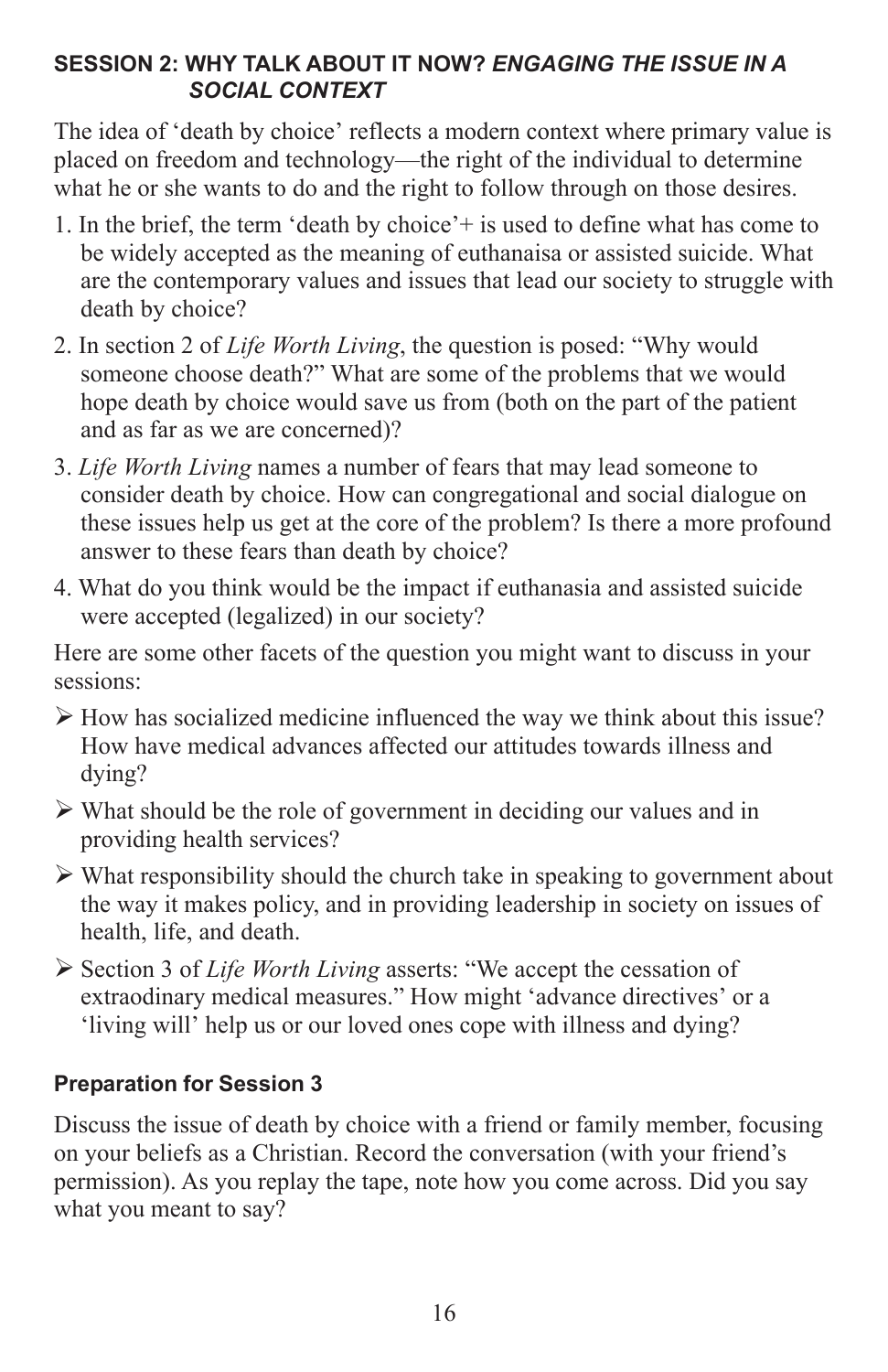### SESSION 2: WHY TALK ABOUT IT NOW? *ENGAGING THE ISSUE IN A SOCIAL CONTEXT*

The idea of 'death by choice' reflects a modern context where primary value is placed on freedom and technology—the right of the individual to determine what he or she wants to do and the right to follow through on those desires.

1. In the brief, the term 'death by choice'+ is used to define what has come to be widely accepted as the meaning of euthanaisa or assisted suicide. What are the contemporary values and issues that lead our society to struggle with death by choice?
2. In section 2 of *Life Worth Living*, the question is posed: "Why would someone choose death?" What are some of the problems that we would hope death by choice would save us from (both on the part of the patient and as far as we are concerned)?
3. *Life Worth Living* names a number of fears that may lead someone to consider death by choice. How can congregational and social dialogue on these issues help us get at the core of the problem? Is there a more profound answer to these fears than death by choice?
4. What do you think would be the impact if euthanasia and assisted suicide were accepted (legalized) in our society?

Here are some other facets of the question you might want to discuss in your sessions:

- How has socialized medicine influenced the way we think about this issue? How have medical advances affected our attitudes towards illness and dying?
- What should be the role of government in deciding our values and in providing health services?
- What responsibility should the church take in speaking to government about the way it makes policy, and in providing leadership in society on issues of health, life, and death.
- Section 3 of *Life Worth Living* asserts: "We accept the cessation of extraordinary medical measures." How might 'advance directives' or a 'living will' help us or our loved ones cope with illness and dying?

#### Preparation for Session 3

Discuss the issue of death by choice with a friend or family member, focusing on your beliefs as a Christian. Record the conversation (with your friend's permission). As you replay the tape, note how you come across. Did you say what you meant to say?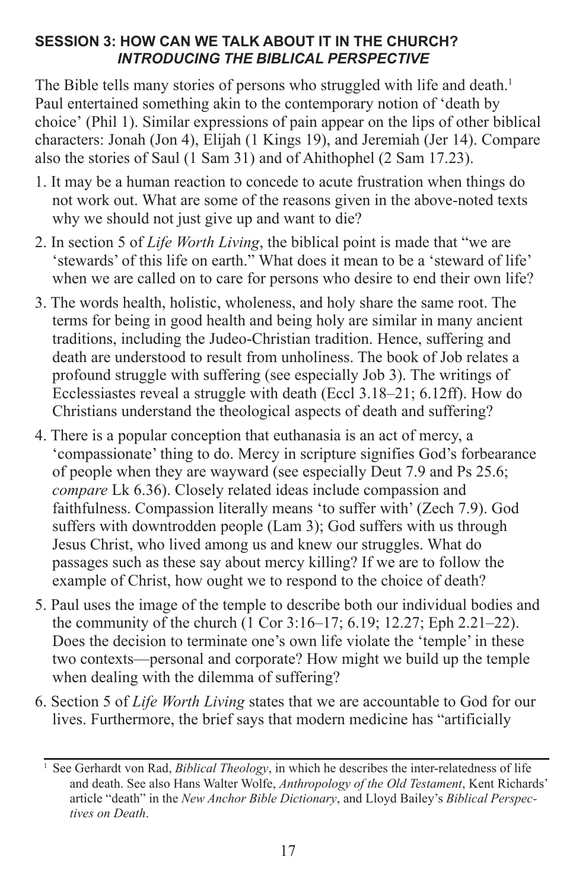## SESSION 3: HOW CAN WE TALK ABOUT IT IN THE CHURCH? *INTRODUCING THE BIBLICAL PERSPECTIVE*

The Bible tells many stories of persons who struggled with life and death.[1] Paul entertained something akin to the contemporary notion of 'death by choice' (Phil 1). Similar expressions of pain appear on the lips of other biblical characters: Jonah (Jon 4), Elijah (1 Kings 19), and Jeremiah (Jer 14). Compare also the stories of Saul (1 Sam 31) and of Ahithophel (2 Sam 17.23).

1. It may be a human reaction to concede to acute frustration when things do not work out. What are some of the reasons given in the above-noted texts why we should not just give up and want to die?

2. In section 5 of *Life Worth Living*, the biblical point is made that "we are 'stewards' of this life on earth." What does it mean to be a 'steward of life' when we are called on to care for persons who desire to end their own life?

3. The words health, holistic, wholeness, and holy share the same root. The terms for being in good health and being holy are similar in many ancient traditions, including the Judeo-Christian tradition. Hence, suffering and death are understood to result from unholiness. The book of Job relates a profound struggle with suffering (see especially Job 3). The writings of Ecclessiastes reveal a struggle with death (Eccl 3.18–21; 6.12ff). How do Christians understand the theological aspects of death and suffering?

4. There is a popular conception that euthanasia is an act of mercy, a 'compassionate' thing to do. Mercy in scripture signifies God's forbearance of people when they are wayward (see especially Deut 7.9 and Ps 25.6; *compare* Lk 6.36). Closely related ideas include compassion and faithfulness. Compassion literally means 'to suffer with' (Zech 7.9). God suffers with downtrodden people (Lam 3); God suffers with us through Jesus Christ, who lived among us and knew our struggles. What do passages such as these say about mercy killing? If we are to follow the example of Christ, how ought we to respond to the choice of death?

5. Paul uses the image of the temple to describe both our individual bodies and the community of the church (1 Cor 3:16–17; 6.19; 12.27; Eph 2.21–22). Does the decision to terminate one's own life violate the 'temple' in these two contexts—personal and corporate? How might we build up the temple when dealing with the dilemma of suffering?

6. Section 5 of *Life Worth Living* states that we are accountable to God for our lives. Furthermore, the brief says that modern medicine has "artificially

---

[1] See Gerhardt von Rad, *Biblical Theology*, in which he describes the inter-relatedness of life and death. See also Hans Walter Wolfe, *Anthropology of the Old Testament*, Kent Richards' article "death" in the *New Anchor Bible Dictionary*, and Lloyd Bailey's *Biblical Perspectives on Death*.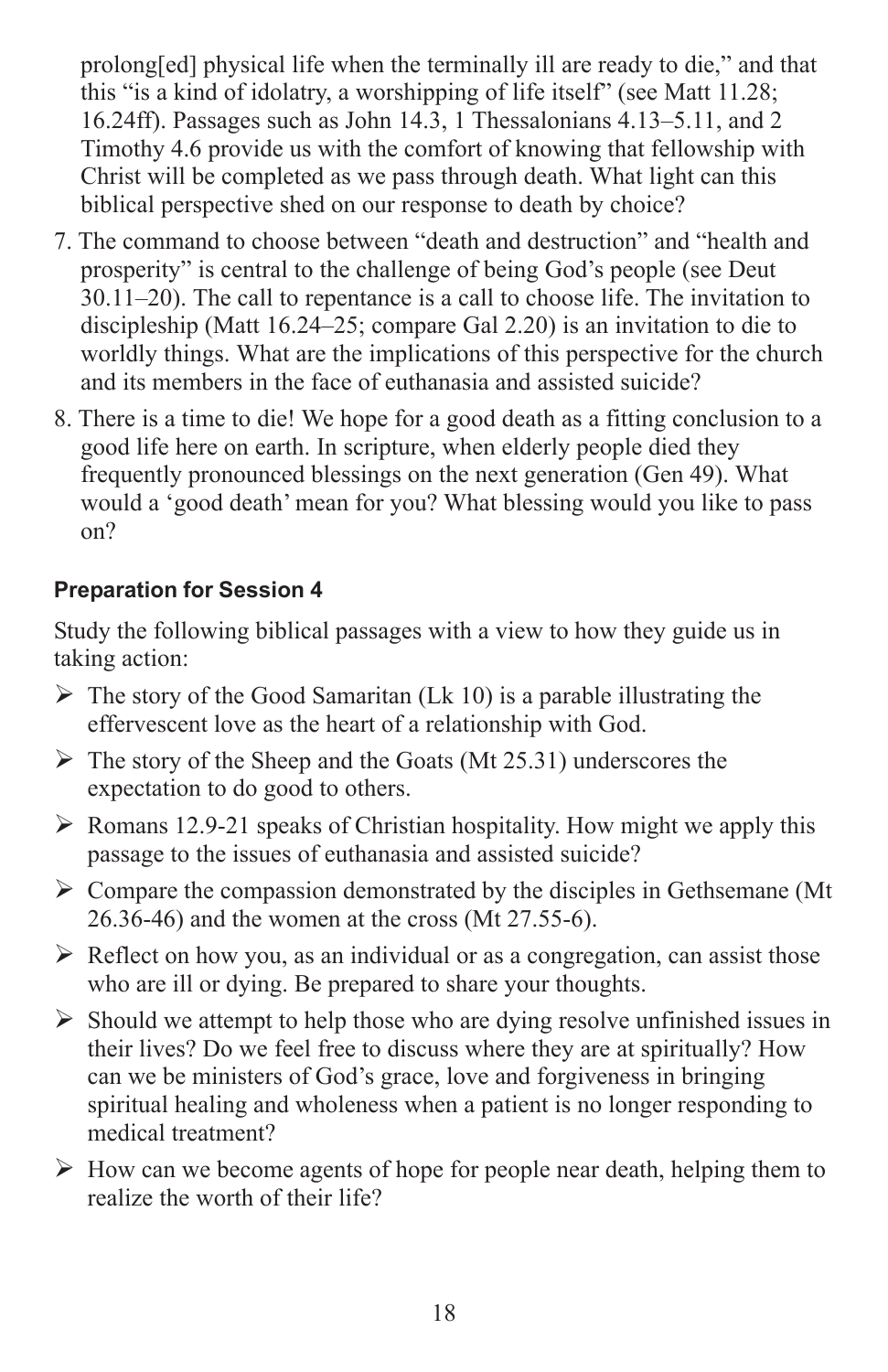prolong[ed] physical life when the terminally ill are ready to die," and that this "is a kind of idolatry, a worshipping of life itself" (see Matt 11.28; 16.24ff). Passages such as John 14.3, 1 Thessalonians 4.13–5.11, and 2 Timothy 4.6 provide us with the comfort of knowing that fellowship with Christ will be completed as we pass through death. What light can this biblical perspective shed on our response to death by choice?

7. The command to choose between "death and destruction" and "health and prosperity" is central to the challenge of being God's people (see Deut 30.11–20). The call to repentance is a call to choose life. The invitation to discipleship (Matt 16.24–25; compare Gal 2.20) is an invitation to die to worldly things. What are the implications of this perspective for the church and its members in the face of euthanasia and assisted suicide?

8. There is a time to die! We hope for a good death as a fitting conclusion to a good life here on earth. In scripture, when elderly people died they frequently pronounced blessings on the next generation (Gen 49). What would a 'good death' mean for you? What blessing would you like to pass on?

### Preparation for Session 4

Study the following biblical passages with a view to how they guide us in taking action:

- The story of the Good Samaritan (Lk 10) is a parable illustrating the effervescent love as the heart of a relationship with God.
- The story of the Sheep and the Goats (Mt 25.31) underscores the expectation to do good to others.
- Romans 12.9-21 speaks of Christian hospitality. How might we apply this passage to the issues of euthanasia and assisted suicide?
- Compare the compassion demonstrated by the disciples in Gethsemane (Mt 26.36-46) and the women at the cross (Mt 27.55-6).
- Reflect on how you, as an individual or as a congregation, can assist those who are ill or dying. Be prepared to share your thoughts.
- Should we attempt to help those who are dying resolve unfinished issues in their lives? Do we feel free to discuss where they are at spiritually? How can we be ministers of God's grace, love and forgiveness in bringing spiritual healing and wholeness when a patient is no longer responding to medical treatment?
- How can we become agents of hope for people near death, helping them to realize the worth of their life?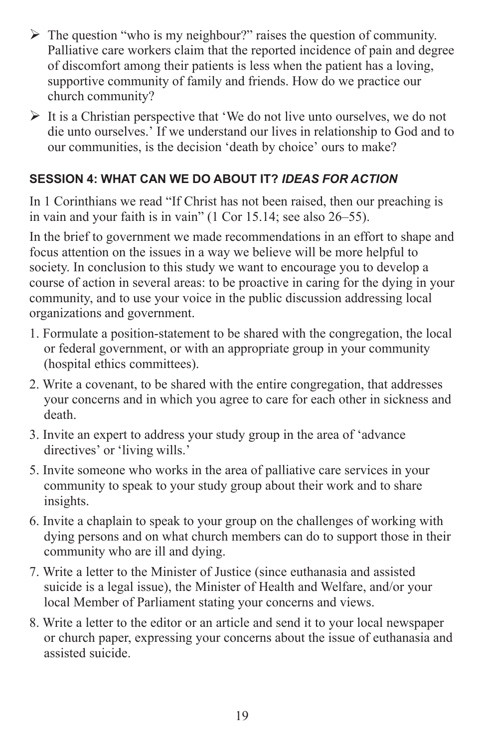- The question "who is my neighbour?" raises the question of community. Palliative care workers claim that the reported incidence of pain and degree of discomfort among their patients is less when the patient has a loving, supportive community of family and friends. How do we practice our church community?
- It is a Christian perspective that 'We do not live unto ourselves, we do not die unto ourselves.' If we understand our lives in relationship to God and to our communities, is the decision 'death by choice' ours to make?

### SESSION 4: WHAT CAN WE DO ABOUT IT? *IDEAS FOR ACTION*

In 1 Corinthians we read "If Christ has not been raised, then our preaching is in vain and your faith is in vain" (1 Cor 15.14; see also 26–55).

In the brief to government we made recommendations in an effort to shape and focus attention on the issues in a way we believe will be more helpful to society. In conclusion to this study we want to encourage you to develop a course of action in several areas: to be proactive in caring for the dying in your community, and to use your voice in the public discussion addressing local organizations and government.

1. Formulate a position-statement to be shared with the congregation, the local or federal government, or with an appropriate group in your community (hospital ethics committees).
2. Write a covenant, to be shared with the entire congregation, that addresses your concerns and in which you agree to care for each other in sickness and death.
3. Invite an expert to address your study group in the area of 'advance directives' or 'living wills.'
5. Invite someone who works in the area of palliative care services in your community to speak to your study group about their work and to share insights.
6. Invite a chaplain to speak to your group on the challenges of working with dying persons and on what church members can do to support those in their community who are ill and dying.
7. Write a letter to the Minister of Justice (since euthanasia and assisted suicide is a legal issue), the Minister of Health and Welfare, and/or your local Member of Parliament stating your concerns and views.
8. Write a letter to the editor or an article and send it to your local newspaper or church paper, expressing your concerns about the issue of euthanasia and assisted suicide.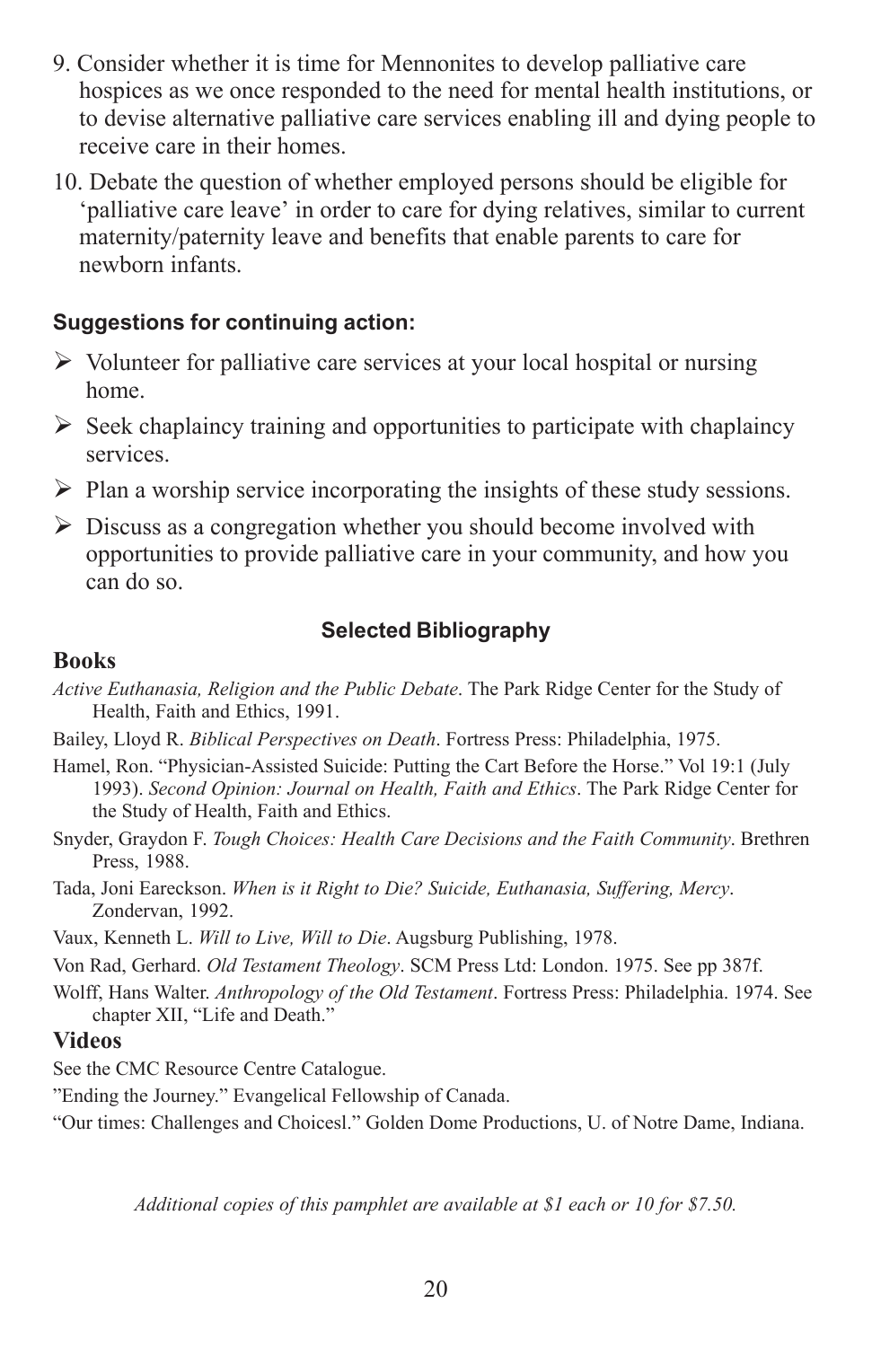9. Consider whether it is time for Mennonites to develop palliative care hospices as we once responded to the need for mental health institutions, or to devise alternative palliative care services enabling ill and dying people to receive care in their homes.

10. Debate the question of whether employed persons should be eligible for 'palliative care leave' in order to care for dying relatives, similar to current maternity/paternity leave and benefits that enable parents to care for newborn infants.

**Suggestions for continuing action:**

- Volunteer for palliative care services at your local hospital or nursing home.
- Seek chaplaincy training and opportunities to participate with chaplaincy services.
- Plan a worship service incorporating the insights of these study sessions.
- Discuss as a congregation whether you should become involved with opportunities to provide palliative care in your community, and how you can do so.

## Selected Bibliography

### Books

*Active Euthanasia, Religion and the Public Debate*. The Park Ridge Center for the Study of Health, Faith and Ethics, 1991.

Bailey, Lloyd R. *Biblical Perspectives on Death*. Fortress Press: Philadelphia, 1975.

Hamel, Ron. "Physician-Assisted Suicide: Putting the Cart Before the Horse." Vol 19:1 (July 1993). *Second Opinion: Journal on Health, Faith and Ethics*. The Park Ridge Center for the Study of Health, Faith and Ethics.

Snyder, Graydon F. *Tough Choices: Health Care Decisions and the Faith Community*. Brethren Press, 1988.

Tada, Joni Eareckson. *When is it Right to Die? Suicide, Euthanasia, Suffering, Mercy*. Zondervan, 1992.

Vaux, Kenneth L. *Will to Live, Will to Die*. Augsburg Publishing, 1978.

Von Rad, Gerhard. *Old Testament Theology*. SCM Press Ltd: London. 1975. See pp 387f.

Wolff, Hans Walter. *Anthropology of the Old Testament*. Fortress Press: Philadelphia. 1974. See chapter XII, "Life and Death."

### Videos

See the CMC Resource Centre Catalogue.

"Ending the Journey." Evangelical Fellowship of Canada.

"Our times: Challenges and Choicesl." Golden Dome Productions, U. of Notre Dame, Indiana.

*Additional copies of this pamphlet are available at $1 each or 10 for $7.50.*